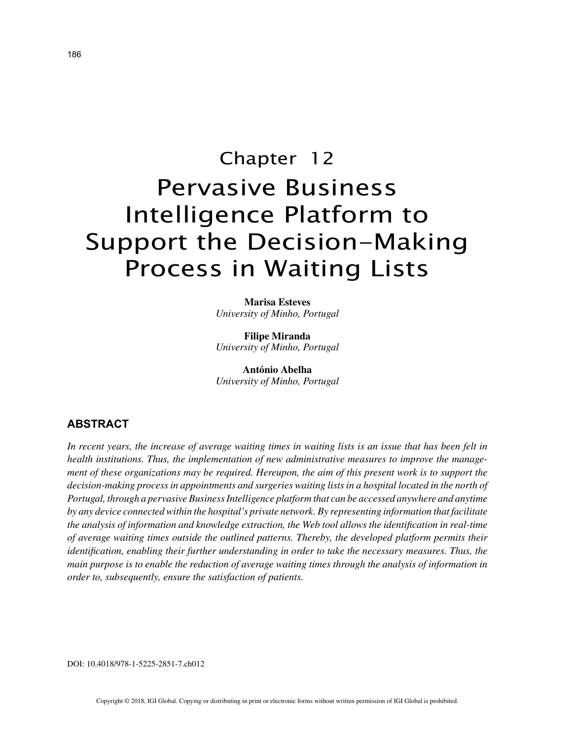# Chapter 12
# Pervasive Business Intelligence Platform to Support the Decision-Making Process in Waiting Lists

**Marisa Esteves**
*University of Minho, Portugal*

**Filipe Miranda**
*University of Minho, Portugal*

**António Abelha**
*University of Minho, Portugal*

## ABSTRACT

*In recent years, the increase of average waiting times in waiting lists is an issue that has been felt in health institutions. Thus, the implementation of new administrative measures to improve the management of these organizations may be required. Hereupon, the aim of this present work is to support the decision-making process in appointments and surgeries waiting lists in a hospital located in the north of Portugal, through a pervasive Business Intelligence platform that can be accessed anywhere and anytime by any device connected within the hospital's private network. By representing information that facilitate the analysis of information and knowledge extraction, the Web tool allows the identification in real-time of average waiting times outside the outlined patterns. Thereby, the developed platform permits their identification, enabling their further understanding in order to take the necessary measures. Thus, the main purpose is to enable the reduction of average waiting times through the analysis of information in order to, subsequently, ensure the satisfaction of patients.*

DOI: 10.4018/978-1-5225-2851-7.ch012

Copyright © 2018, IGI Global. Copying or distributing in print or electronic forms without written permission of IGI Global is prohibited.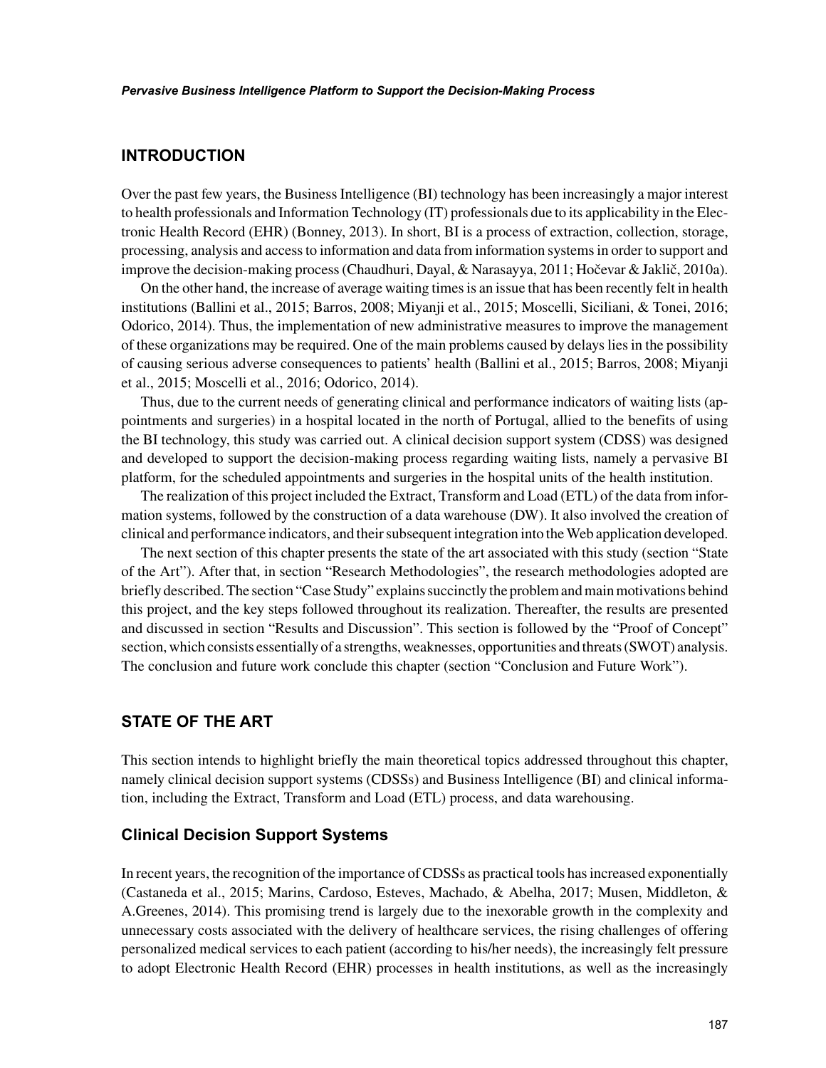## INTRODUCTION

Over the past few years, the Business Intelligence (BI) technology has been increasingly a major interest to health professionals and Information Technology (IT) professionals due to its applicability in the Electronic Health Record (EHR) (Bonney, 2013). In short, BI is a process of extraction, collection, storage, processing, analysis and access to information and data from information systems in order to support and improve the decision-making process (Chaudhuri, Dayal, & Narasayya, 2011; Hočevar & Jaklič, 2010a).

On the other hand, the increase of average waiting times is an issue that has been recently felt in health institutions (Ballini et al., 2015; Barros, 2008; Miyanji et al., 2015; Moscelli, Siciliani, & Tonei, 2016; Odorico, 2014). Thus, the implementation of new administrative measures to improve the management of these organizations may be required. One of the main problems caused by delays lies in the possibility of causing serious adverse consequences to patients' health (Ballini et al., 2015; Barros, 2008; Miyanji et al., 2015; Moscelli et al., 2016; Odorico, 2014).

Thus, due to the current needs of generating clinical and performance indicators of waiting lists (appointments and surgeries) in a hospital located in the north of Portugal, allied to the benefits of using the BI technology, this study was carried out. A clinical decision support system (CDSS) was designed and developed to support the decision-making process regarding waiting lists, namely a pervasive BI platform, for the scheduled appointments and surgeries in the hospital units of the health institution.

The realization of this project included the Extract, Transform and Load (ETL) of the data from information systems, followed by the construction of a data warehouse (DW). It also involved the creation of clinical and performance indicators, and their subsequent integration into the Web application developed.

The next section of this chapter presents the state of the art associated with this study (section "State of the Art"). After that, in section "Research Methodologies", the research methodologies adopted are briefly described. The section "Case Study" explains succinctly the problem and main motivations behind this project, and the key steps followed throughout its realization. Thereafter, the results are presented and discussed in section "Results and Discussion". This section is followed by the "Proof of Concept" section, which consists essentially of a strengths, weaknesses, opportunities and threats (SWOT) analysis. The conclusion and future work conclude this chapter (section "Conclusion and Future Work").

## STATE OF THE ART

This section intends to highlight briefly the main theoretical topics addressed throughout this chapter, namely clinical decision support systems (CDSSs) and Business Intelligence (BI) and clinical information, including the Extract, Transform and Load (ETL) process, and data warehousing.

### Clinical Decision Support Systems

In recent years, the recognition of the importance of CDSSs as practical tools has increased exponentially (Castaneda et al., 2015; Marins, Cardoso, Esteves, Machado, & Abelha, 2017; Musen, Middleton, & A.Greenes, 2014). This promising trend is largely due to the inexorable growth in the complexity and unnecessary costs associated with the delivery of healthcare services, the rising challenges of offering personalized medical services to each patient (according to his/her needs), the increasingly felt pressure to adopt Electronic Health Record (EHR) processes in health institutions, as well as the increasingly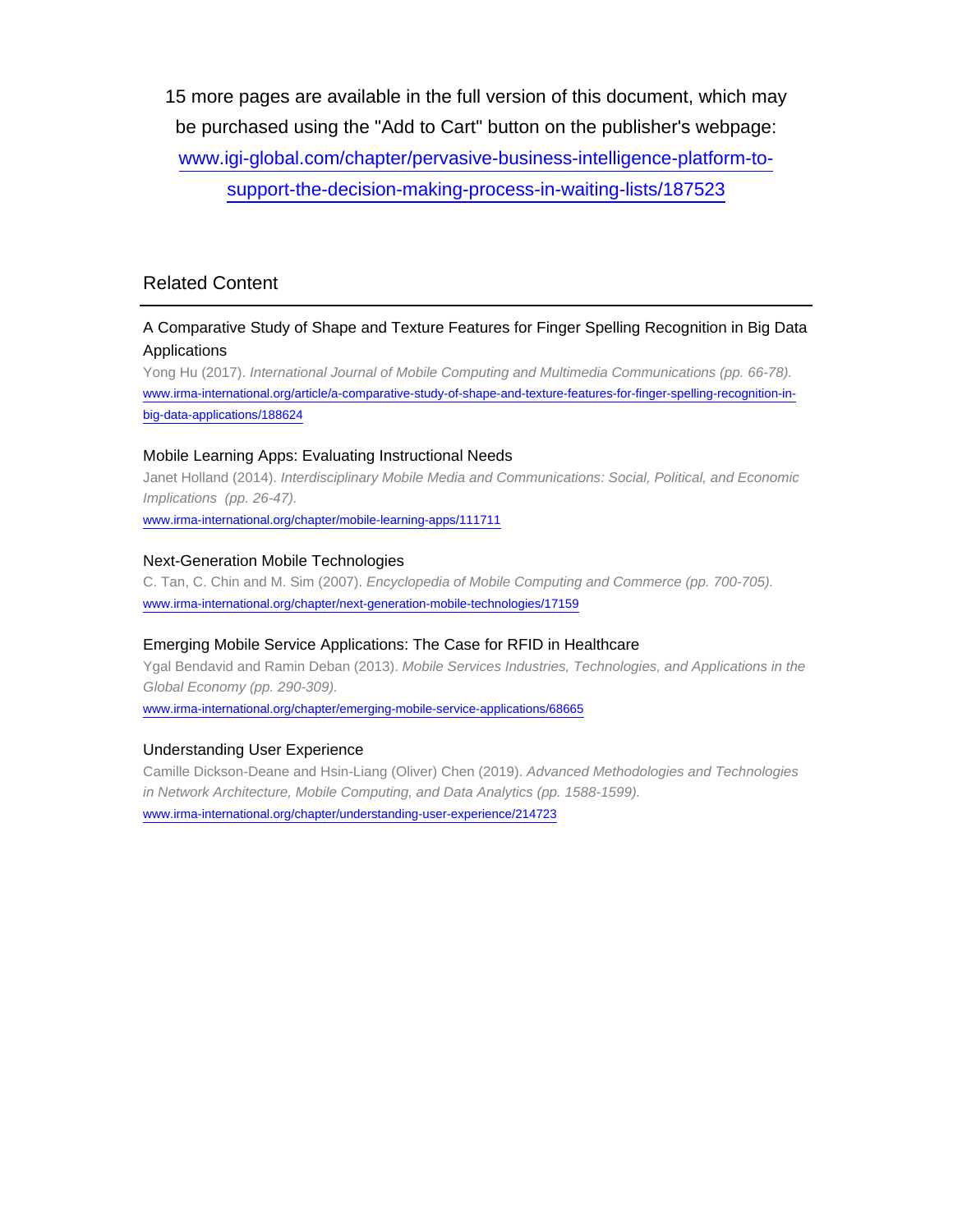15 more pages are available in the full version of this document, which may be purchased using the "Add to Cart" button on the publisher's webpage: [www.igi-global.com/chapter/pervasive-business-intelligence-platform-to-support-the-decision-making-process-in-waiting-lists/187523](www.igi-global.com/chapter/pervasive-business-intelligence-platform-to-support-the-decision-making-process-in-waiting-lists/187523)

## Related Content

### A Comparative Study of Shape and Texture Features for Finger Spelling Recognition in Big Data Applications

Yong Hu (2017). *International Journal of Mobile Computing and Multimedia Communications (pp. 66-78).*

[www.irma-international.org/article/a-comparative-study-of-shape-and-texture-features-for-finger-spelling-recognition-in-big-data-applications/188624](www.irma-international.org/article/a-comparative-study-of-shape-and-texture-features-for-finger-spelling-recognition-in-big-data-applications/188624)

### Mobile Learning Apps: Evaluating Instructional Needs

Janet Holland (2014). *Interdisciplinary Mobile Media and Communications: Social, Political, and Economic Implications (pp. 26-47).*

[www.irma-international.org/chapter/mobile-learning-apps/111711](www.irma-international.org/chapter/mobile-learning-apps/111711)

### Next-Generation Mobile Technologies

C. Tan, C. Chin and M. Sim (2007). *Encyclopedia of Mobile Computing and Commerce (pp. 700-705).*

[www.irma-international.org/chapter/next-generation-mobile-technologies/17159](www.irma-international.org/chapter/next-generation-mobile-technologies/17159)

### Emerging Mobile Service Applications: The Case for RFID in Healthcare

Ygal Bendavid and Ramin Deban (2013). *Mobile Services Industries, Technologies, and Applications in the Global Economy (pp. 290-309).*

[www.irma-international.org/chapter/emerging-mobile-service-applications/68665](www.irma-international.org/chapter/emerging-mobile-service-applications/68665)

### Understanding User Experience

Camille Dickson-Deane and Hsin-Liang (Oliver) Chen (2019). *Advanced Methodologies and Technologies in Network Architecture, Mobile Computing, and Data Analytics (pp. 1588-1599).*

[www.irma-international.org/chapter/understanding-user-experience/214723](www.irma-international.org/chapter/understanding-user-experience/214723)